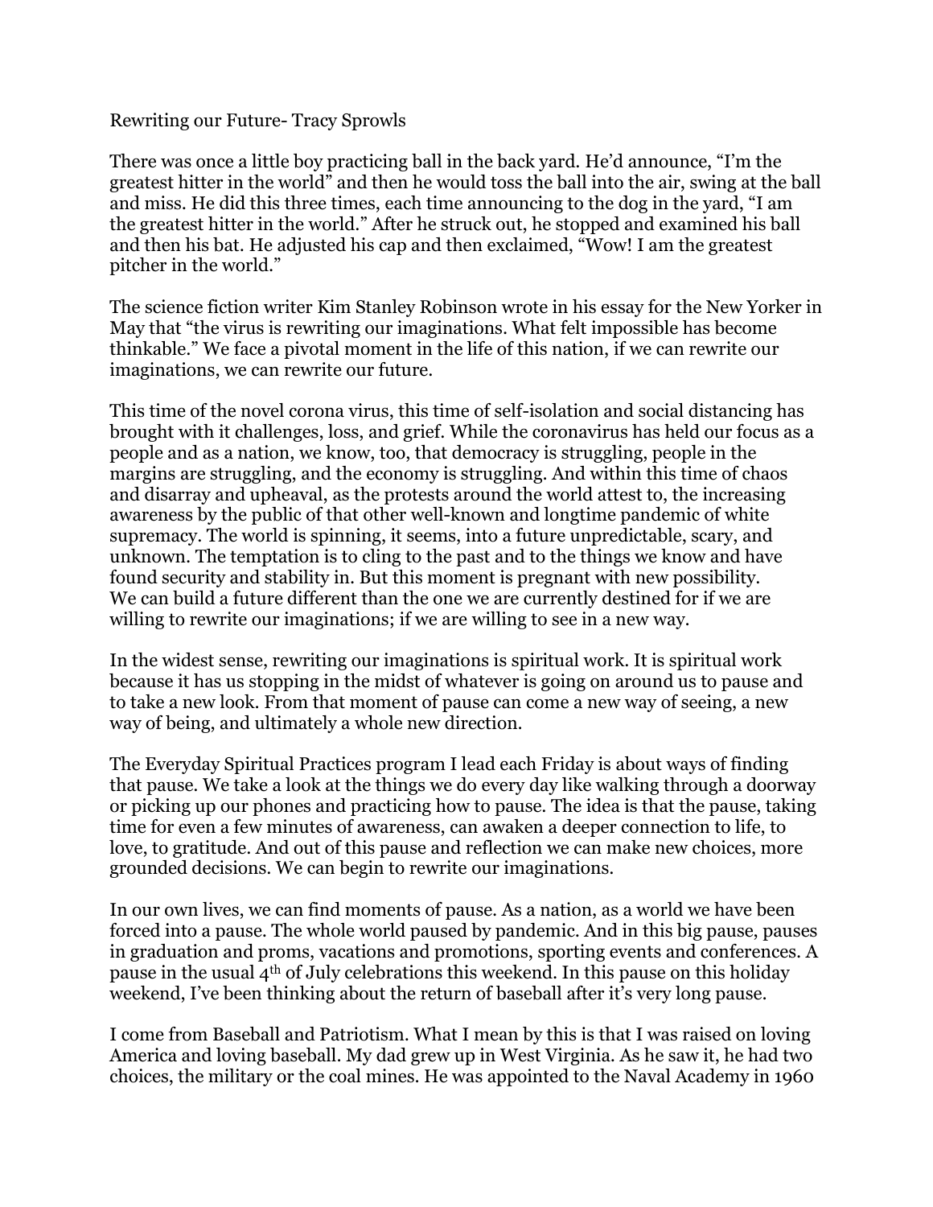# Rewriting our Future- Tracy Sprowls

There was once a little boy practicing ball in the back yard. He'd announce, "I'm the greatest hitter in the world" and then he would toss the ball into the air, swing at the ball and miss. He did this three times, each time announcing to the dog in the yard, "I am the greatest hitter in the world." After he struck out, he stopped and examined his ball and then his bat. He adjusted his cap and then exclaimed, "Wow! I am the greatest pitcher in the world."

The science fiction writer Kim Stanley Robinson wrote in his essay for the New Yorker in May that "the virus is rewriting our imaginations. What felt impossible has become thinkable." We face a pivotal moment in the life of this nation, if we can rewrite our imaginations, we can rewrite our future.

This time of the novel corona virus, this time of self-isolation and social distancing has brought with it challenges, loss, and grief. While the coronavirus has held our focus as a people and as a nation, we know, too, that democracy is struggling, people in the margins are struggling, and the economy is struggling. And within this time of chaos and disarray and upheaval, as the protests around the world attest to, the increasing awareness by the public of that other well-known and longtime pandemic of white supremacy. The world is spinning, it seems, into a future unpredictable, scary, and unknown. The temptation is to cling to the past and to the things we know and have found security and stability in. But this moment is pregnant with new possibility. We can build a future different than the one we are currently destined for if we are willing to rewrite our imaginations; if we are willing to see in a new way.

In the widest sense, rewriting our imaginations is spiritual work. It is spiritual work because it has us stopping in the midst of whatever is going on around us to pause and to take a new look. From that moment of pause can come a new way of seeing, a new way of being, and ultimately a whole new direction.

The Everyday Spiritual Practices program I lead each Friday is about ways of finding that pause. We take a look at the things we do every day like walking through a doorway or picking up our phones and practicing how to pause. The idea is that the pause, taking time for even a few minutes of awareness, can awaken a deeper connection to life, to love, to gratitude. And out of this pause and reflection we can make new choices, more grounded decisions. We can begin to rewrite our imaginations.

In our own lives, we can find moments of pause. As a nation, as a world we have been forced into a pause. The whole world paused by pandemic. And in this big pause, pauses in graduation and proms, vacations and promotions, sporting events and conferences. A pause in the usual 4th of July celebrations this weekend. In this pause on this holiday weekend, I've been thinking about the return of baseball after it's very long pause.

I come from Baseball and Patriotism. What I mean by this is that I was raised on loving America and loving baseball. My dad grew up in West Virginia. As he saw it, he had two choices, the military or the coal mines. He was appointed to the Naval Academy in 1960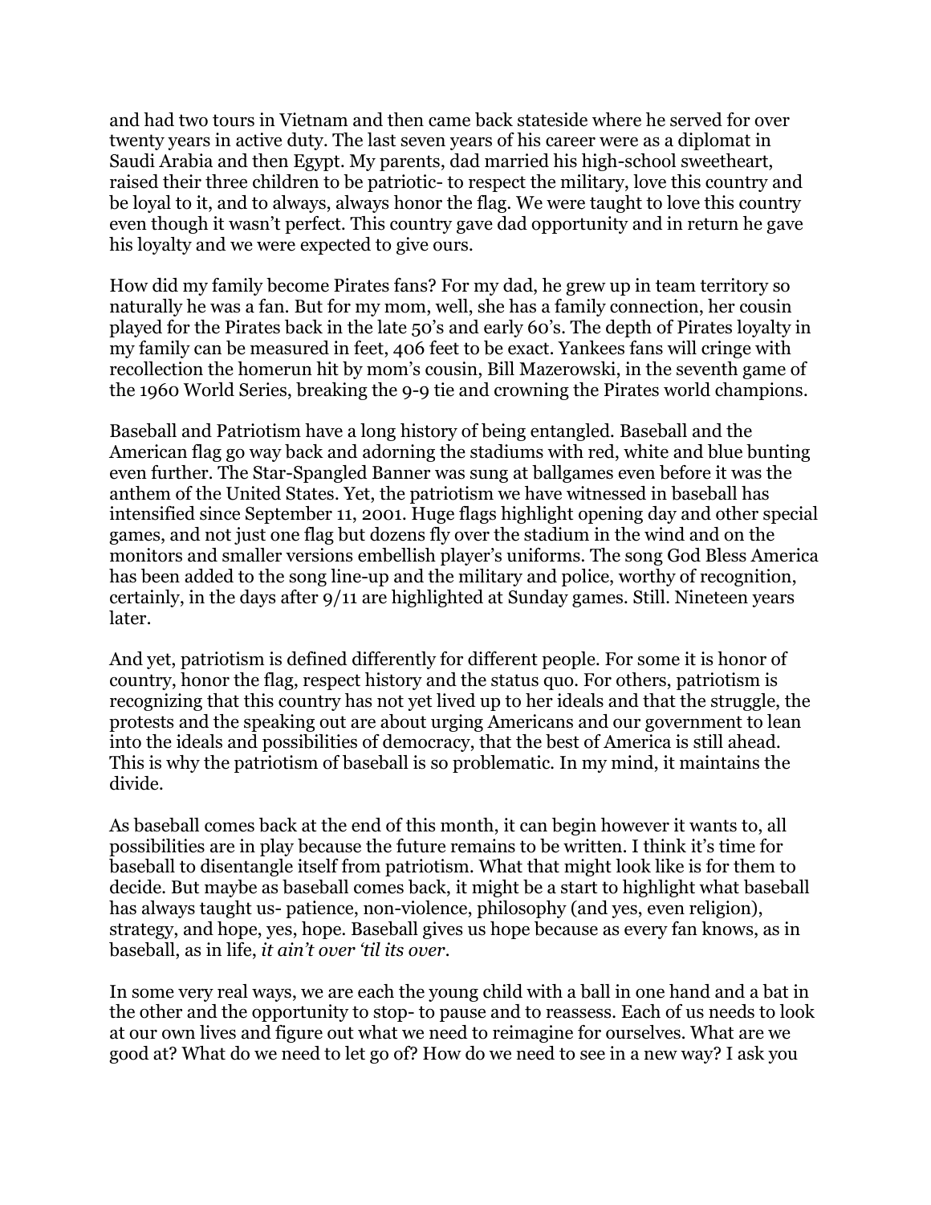and had two tours in Vietnam and then came back stateside where he served for over twenty years in active duty. The last seven years of his career were as a diplomat in Saudi Arabia and then Egypt. My parents, dad married his high-school sweetheart, raised their three children to be patriotic- to respect the military, love this country and be loyal to it, and to always, always honor the flag. We were taught to love this country even though it wasn't perfect. This country gave dad opportunity and in return he gave his loyalty and we were expected to give ours.

How did my family become Pirates fans? For my dad, he grew up in team territory so naturally he was a fan. But for my mom, well, she has a family connection, her cousin played for the Pirates back in the late 50's and early 60's. The depth of Pirates loyalty in my family can be measured in feet, 406 feet to be exact. Yankees fans will cringe with recollection the homerun hit by mom's cousin, Bill Mazerowski, in the seventh game of the 1960 World Series, breaking the 9-9 tie and crowning the Pirates world champions.

Baseball and Patriotism have a long history of being entangled. Baseball and the American flag go way back and adorning the stadiums with red, white and blue bunting even further. The Star-Spangled Banner was sung at ballgames even before it was the anthem of the United States. Yet, the patriotism we have witnessed in baseball has intensified since September 11, 2001. Huge flags highlight opening day and other special games, and not just one flag but dozens fly over the stadium in the wind and on the monitors and smaller versions embellish player's uniforms. The song God Bless America has been added to the song line-up and the military and police, worthy of recognition, certainly, in the days after 9/11 are highlighted at Sunday games. Still. Nineteen years later.

And yet, patriotism is defined differently for different people. For some it is honor of country, honor the flag, respect history and the status quo. For others, patriotism is recognizing that this country has not yet lived up to her ideals and that the struggle, the protests and the speaking out are about urging Americans and our government to lean into the ideals and possibilities of democracy, that the best of America is still ahead. This is why the patriotism of baseball is so problematic. In my mind, it maintains the divide.

As baseball comes back at the end of this month, it can begin however it wants to, all possibilities are in play because the future remains to be written. I think it's time for baseball to disentangle itself from patriotism. What that might look like is for them to decide. But maybe as baseball comes back, it might be a start to highlight what baseball has always taught us- patience, non-violence, philosophy (and yes, even religion), strategy, and hope, yes, hope. Baseball gives us hope because as every fan knows, as in baseball, as in life, *it ain't over 'til its over*.

In some very real ways, we are each the young child with a ball in one hand and a bat in the other and the opportunity to stop- to pause and to reassess. Each of us needs to look at our own lives and figure out what we need to reimagine for ourselves. What are we good at? What do we need to let go of? How do we need to see in a new way? I ask you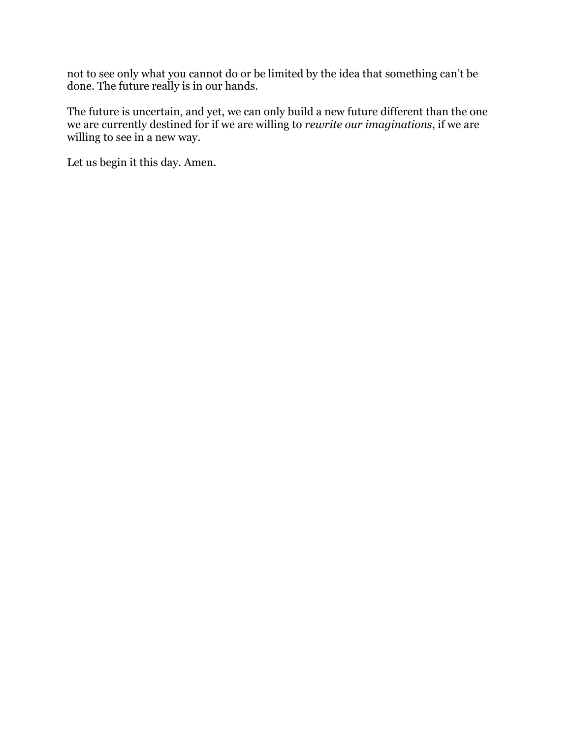not to see only what you cannot do or be limited by the idea that something can't be done. The future really is in our hands.

The future is uncertain, and yet, we can only build a new future different than the one we are currently destined for if we are willing to *rewrite our imaginations*, if we are willing to see in a new way.

Let us begin it this day. Amen.